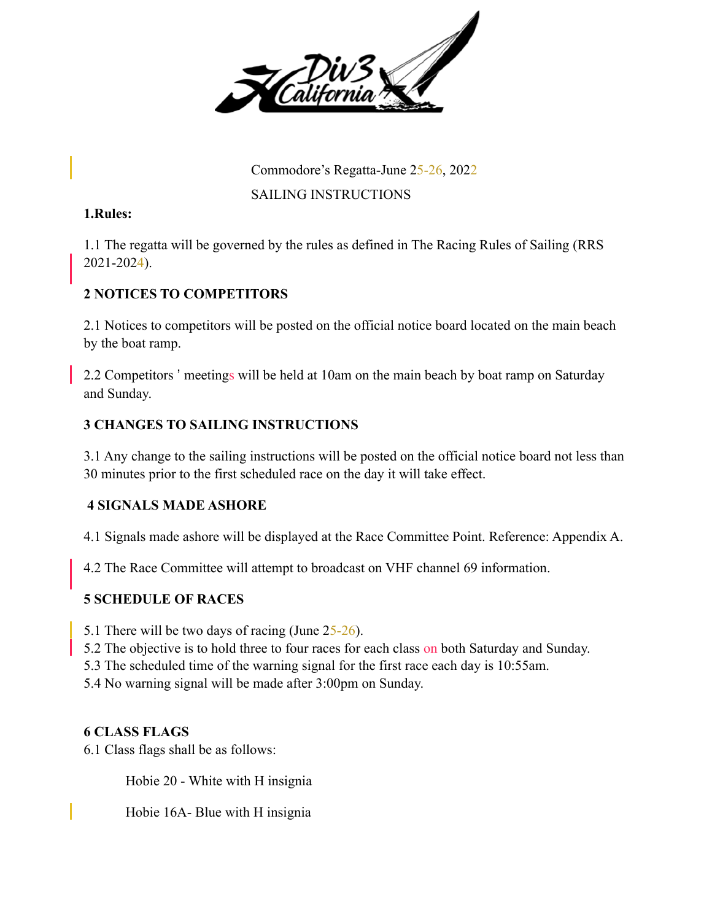Commodore's Regatta-June 25-26, 2022

SAILING INSTRUCTIONS

**1.Rules:**

1.1 The regatta will be governed by the rules as defined in The Racing Rules of Sailing (RRS 2021-2024).

**2 NOTICES TO COMPETITORS**

2.1 Notices to competitors will be posted on the official notice board located on the main beach by the boat ramp.

2.2 Competitors ' meetings will be held at 10am on the main beach by boat ramp on Saturday and Sunday.

**3 CHANGES TO SAILING INSTRUCTIONS**

3.1 Any change to the sailing instructions will be posted on the official notice board not less than 30 minutes prior to the first scheduled race on the day it will take effect.

**4 SIGNALS MADE ASHORE**

4.1 Signals made ashore will be displayed at the Race Committee Point. Reference: Appendix A.

4.2 The Race Committee will attempt to broadcast on VHF channel 69 information.

**5 SCHEDULE OF RACES**

5.1 There will be two days of racing (June 25-26).
5.2 The objective is to hold three to four races for each class on both Saturday and Sunday.
5.3 The scheduled time of the warning signal for the first race each day is 10:55am.
5.4 No warning signal will be made after 3:00pm on Sunday.

**6 CLASS FLAGS**

6.1 Class flags shall be as follows:

Hobie 20 - White with H insignia

Hobie 16A- Blue with H insignia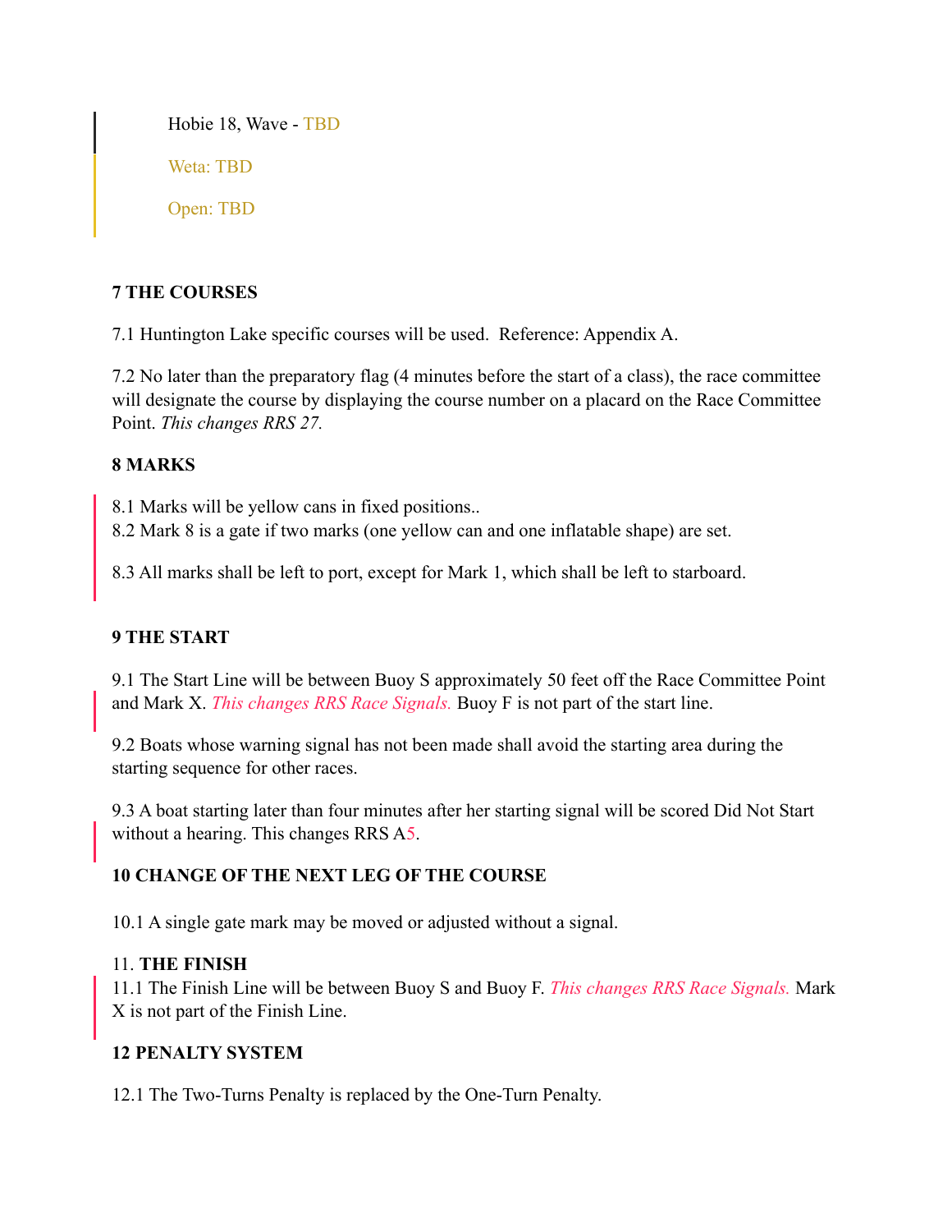Hobie 18, Wave - TBD

Weta: TBD

Open: TBD

**7 THE COURSES**

7.1 Huntington Lake specific courses will be used.  Reference: Appendix A.

7.2 No later than the preparatory flag (4 minutes before the start of a class), the race committee will designate the course by displaying the course number on a placard on the Race Committee Point. *This changes RRS 27.*

**8 MARKS**

8.1 Marks will be yellow cans in fixed positions..
8.2 Mark 8 is a gate if two marks (one yellow can and one inflatable shape) are set.

8.3 All marks shall be left to port, except for Mark 1, which shall be left to starboard.

**9 THE START**

9.1 The Start Line will be between Buoy S approximately 50 feet off the Race Committee Point and Mark X. *This changes RRS Race Signals.* Buoy F is not part of the start line.

9.2 Boats whose warning signal has not been made shall avoid the starting area during the starting sequence for other races.

9.3 A boat starting later than four minutes after her starting signal will be scored Did Not Start without a hearing. This changes RRS A5.

**10 CHANGE OF THE NEXT LEG OF THE COURSE**

10.1 A single gate mark may be moved or adjusted without a signal.

11. **THE FINISH**
11.1 The Finish Line will be between Buoy S and Buoy F. *This changes RRS Race Signals.* Mark X is not part of the Finish Line.

**12 PENALTY SYSTEM**

12.1 The Two-Turns Penalty is replaced by the One-Turn Penalty.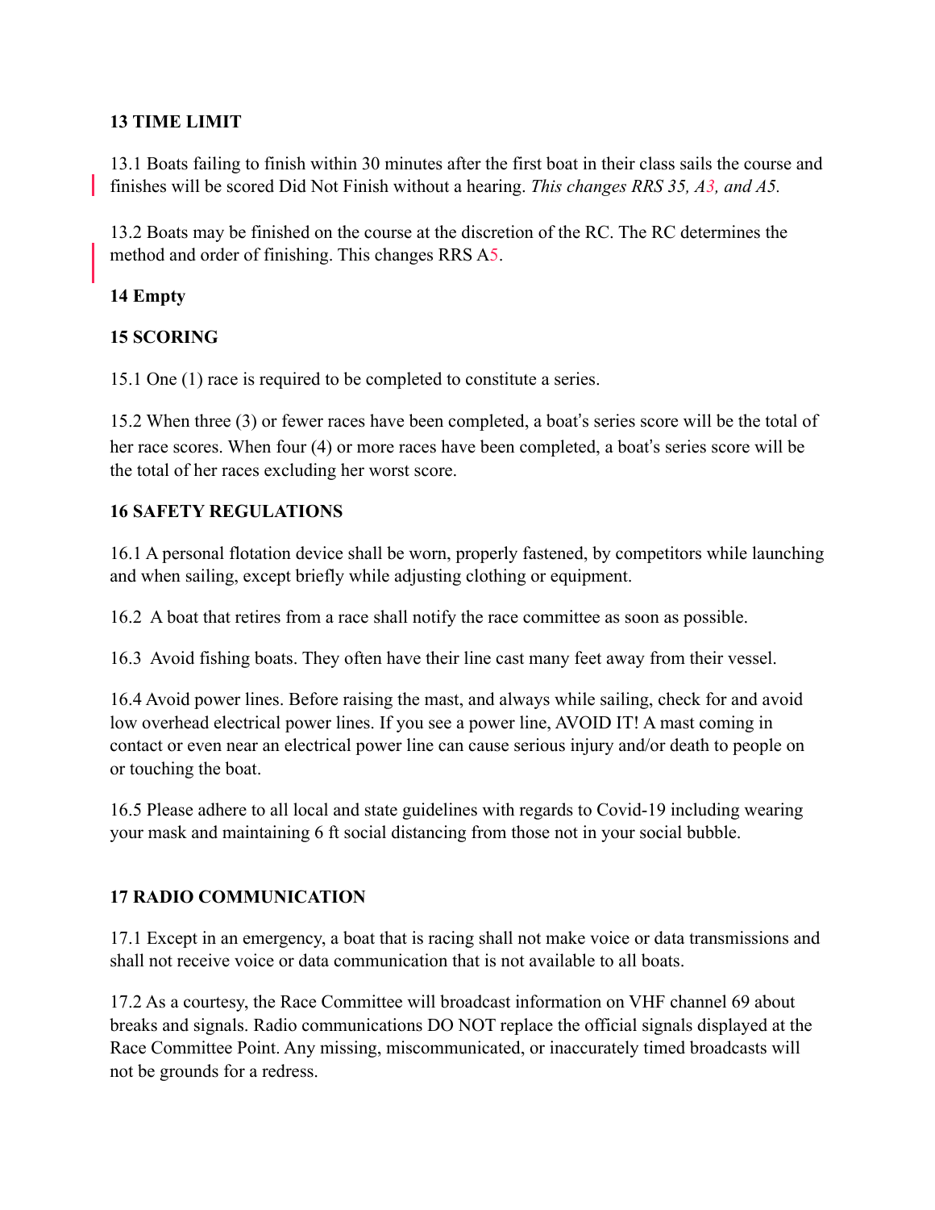## 13 TIME LIMIT

13.1 Boats failing to finish within 30 minutes after the first boat in their class sails the course and finishes will be scored Did Not Finish without a hearing. *This changes RRS 35, A3, and A5.*

13.2 Boats may be finished on the course at the discretion of the RC. The RC determines the method and order of finishing. This changes RRS A5.

## 14 Empty

## 15 SCORING

15.1 One (1) race is required to be completed to constitute a series.

15.2 When three (3) or fewer races have been completed, a boat's series score will be the total of her race scores. When four (4) or more races have been completed, a boat's series score will be the total of her races excluding her worst score.

## 16 SAFETY REGULATIONS

16.1 A personal flotation device shall be worn, properly fastened, by competitors while launching and when sailing, except briefly while adjusting clothing or equipment.

16.2 A boat that retires from a race shall notify the race committee as soon as possible.

16.3 Avoid fishing boats. They often have their line cast many feet away from their vessel.

16.4 Avoid power lines. Before raising the mast, and always while sailing, check for and avoid low overhead electrical power lines. If you see a power line, AVOID IT! A mast coming in contact or even near an electrical power line can cause serious injury and/or death to people on or touching the boat.

16.5 Please adhere to all local and state guidelines with regards to Covid-19 including wearing your mask and maintaining 6 ft social distancing from those not in your social bubble.

## 17 RADIO COMMUNICATION

17.1 Except in an emergency, a boat that is racing shall not make voice or data transmissions and shall not receive voice or data communication that is not available to all boats.

17.2 As a courtesy, the Race Committee will broadcast information on VHF channel 69 about breaks and signals. Radio communications DO NOT replace the official signals displayed at the Race Committee Point. Any missing, miscommunicated, or inaccurately timed broadcasts will not be grounds for a redress.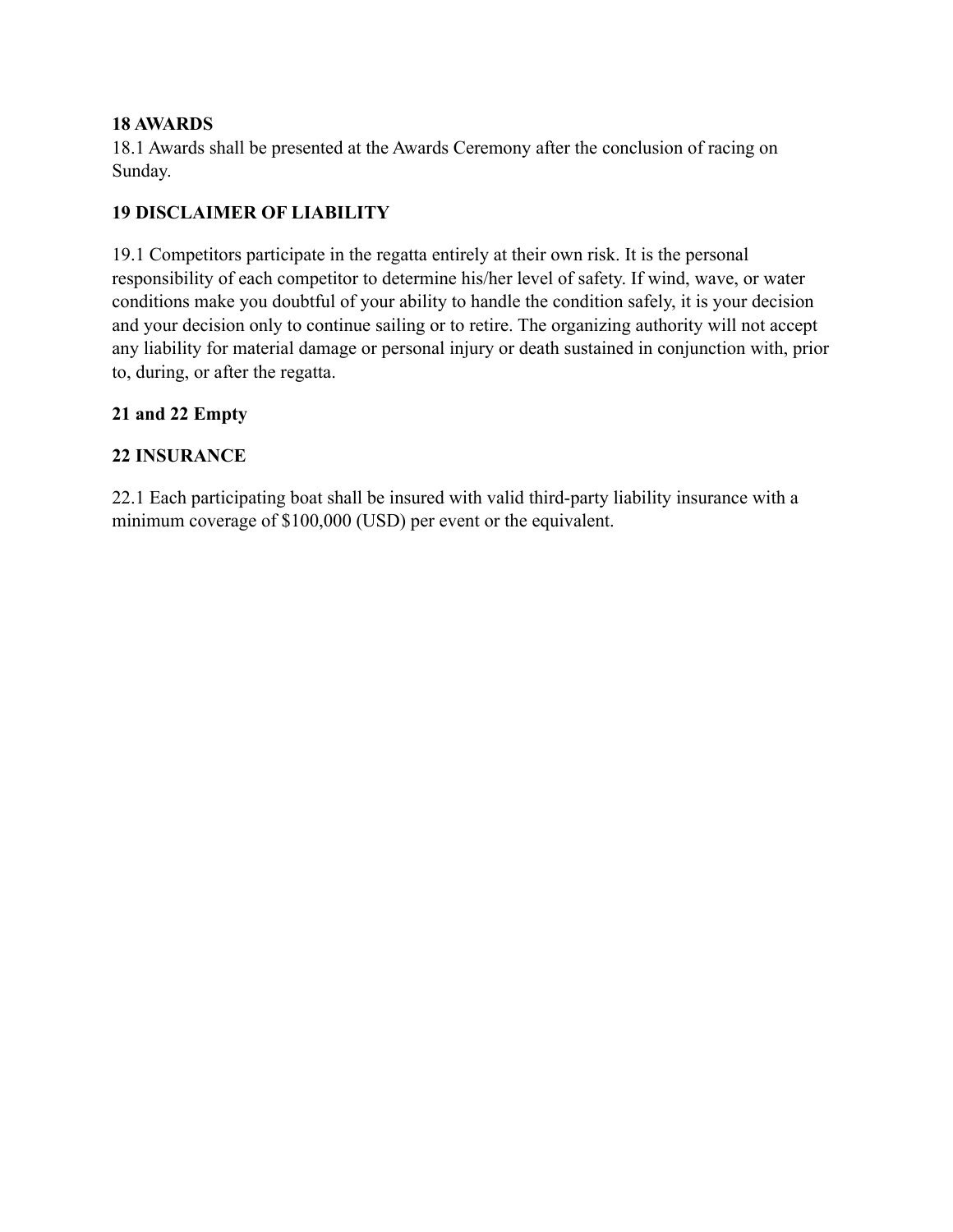**18 AWARDS**

18.1 Awards shall be presented at the Awards Ceremony after the conclusion of racing on Sunday.

**19 DISCLAIMER OF LIABILITY**

19.1 Competitors participate in the regatta entirely at their own risk. It is the personal responsibility of each competitor to determine his/her level of safety. If wind, wave, or water conditions make you doubtful of your ability to handle the condition safely, it is your decision and your decision only to continue sailing or to retire. The organizing authority will not accept any liability for material damage or personal injury or death sustained in conjunction with, prior to, during, or after the regatta.

**21 and 22 Empty**

**22 INSURANCE**

22.1 Each participating boat shall be insured with valid third-party liability insurance with a minimum coverage of $100,000 (USD) per event or the equivalent.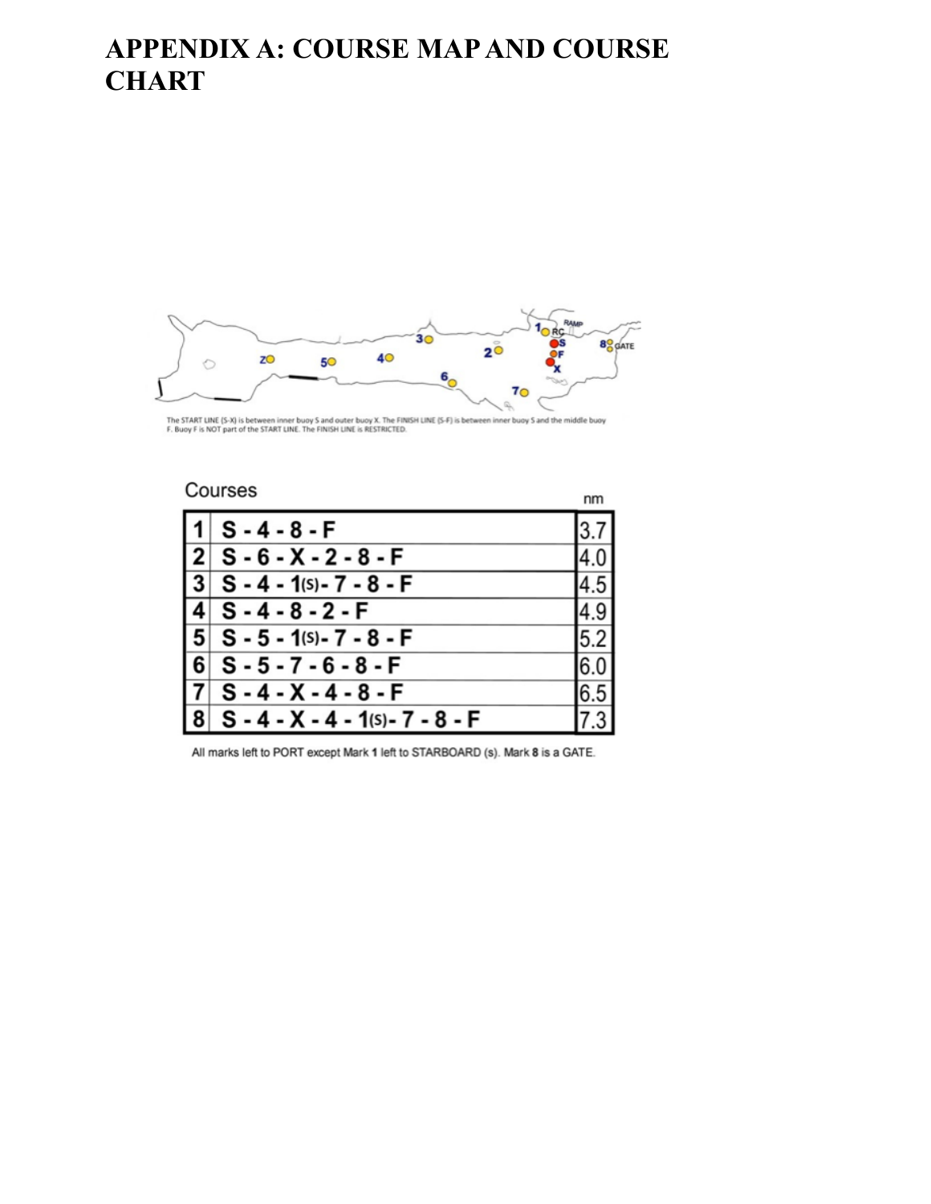# APPENDIX A: COURSE MAP AND COURSE CHART

Z 5 4 3 2 1 RC RAMP S F X 6 7 8 GATE

The START LINE (S-X) is between inner buoy S and outer buoy X. The FINISH LINE (S-F) is between inner buoy S and the middle buoy F. Buoy F is NOT part of the START LINE. The FINISH LINE is RESTRICTED.

Courses

| | | nm |
|---|---|---|
| 1 | S - 4 - 8 - F | 3.7 |
| 2 | S - 6 - X - 2 - 8 - F | 4.0 |
| 3 | S - 4 - 1(s)- 7 - 8 - F | 4.5 |
| 4 | S - 4 - 8 - 2 - F | 4.9 |
| 5 | S - 5 - 1(s)- 7 - 8 - F | 5.2 |
| 6 | S - 5 - 7 - 6 - 8 - F | 6.0 |
| 7 | S - 4 - X - 4 - 8 - F | 6.5 |
| 8 | S - 4 - X - 4 - 1(s)- 7 - 8 - F | 7.3 |

All marks left to PORT except Mark **1** left to STARBOARD (s). Mark **8** is a GATE.